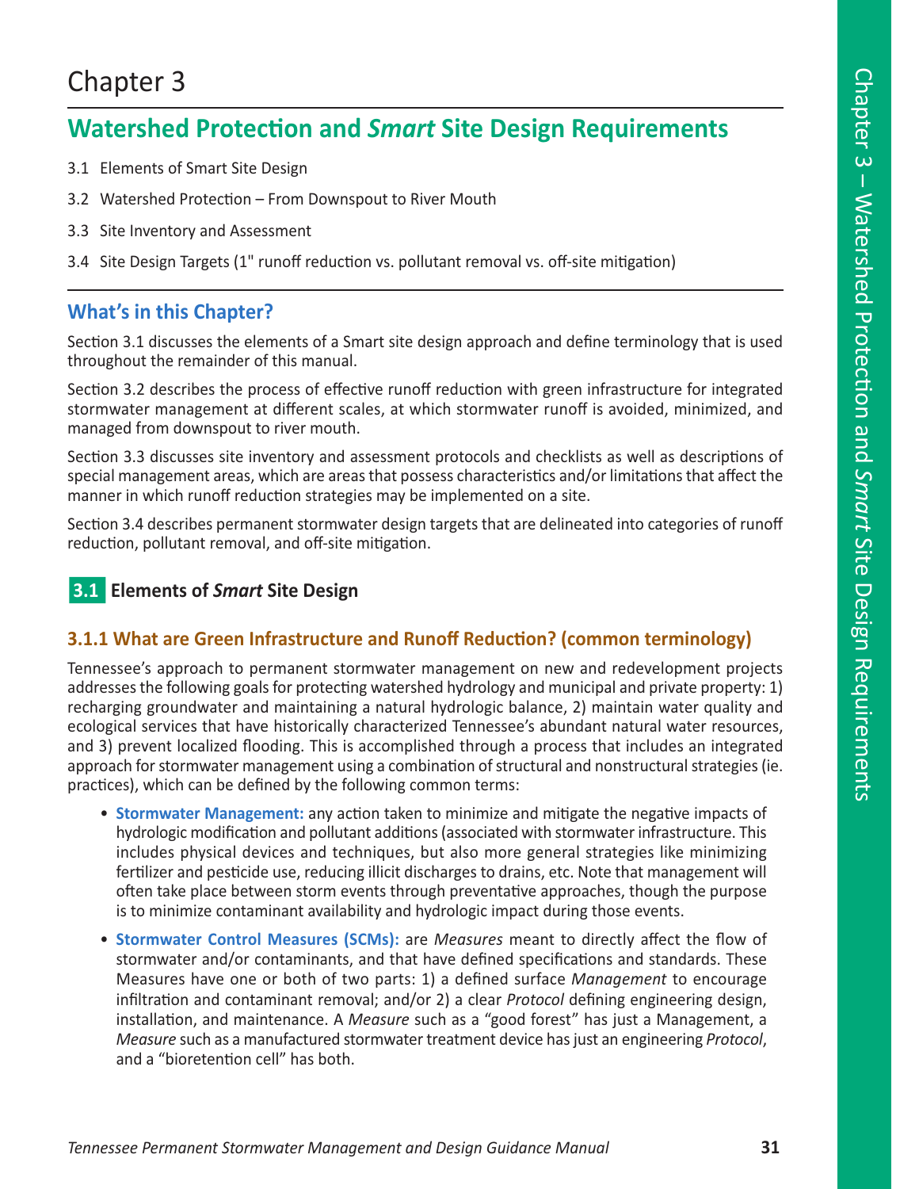# Chapter 3

## Watershed Protection and *Smart* Site Design Requirements

3.1 Elements of Smart Site Design

3.2 Watershed Protection – From Downspout to River Mouth

3.3 Site Inventory and Assessment

3.4 Site Design Targets (1" runoff reduction vs. pollutant removal vs. off-site mitigation)

### What's in this Chapter?

Section 3.1 discusses the elements of a Smart site design approach and define terminology that is used throughout the remainder of this manual.

Section 3.2 describes the process of effective runoff reduction with green infrastructure for integrated stormwater management at different scales, at which stormwater runoff is avoided, minimized, and managed from downspout to river mouth.

Section 3.3 discusses site inventory and assessment protocols and checklists as well as descriptions of special management areas, which are areas that possess characteristics and/or limitations that affect the manner in which runoff reduction strategies may be implemented on a site.

Section 3.4 describes permanent stormwater design targets that are delineated into categories of runoff reduction, pollutant removal, and off-site mitigation.

## 3.1 Elements of *Smart* Site Design

### 3.1.1 What are Green Infrastructure and Runoff Reduction? (common terminology)

Tennessee's approach to permanent stormwater management on new and redevelopment projects addresses the following goals for protecting watershed hydrology and municipal and private property: 1) recharging groundwater and maintaining a natural hydrologic balance, 2) maintain water quality and ecological services that have historically characterized Tennessee's abundant natural water resources, and 3) prevent localized flooding. This is accomplished through a process that includes an integrated approach for stormwater management using a combination of structural and nonstructural strategies (ie. practices), which can be defined by the following common terms:

- **Stormwater Management:** any action taken to minimize and mitigate the negative impacts of hydrologic modification and pollutant additions (associated with stormwater infrastructure. This includes physical devices and techniques, but also more general strategies like minimizing fertilizer and pesticide use, reducing illicit discharges to drains, etc. Note that management will often take place between storm events through preventative approaches, though the purpose is to minimize contaminant availability and hydrologic impact during those events.
- **Stormwater Control Measures (SCMs):** are *Measures* meant to directly affect the flow of stormwater and/or contaminants, and that have defined specifications and standards. These Measures have one or both of two parts: 1) a defined surface *Management* to encourage infiltration and contaminant removal; and/or 2) a clear *Protocol* defining engineering design, installation, and maintenance. A *Measure* such as a "good forest" has just a Management, a *Measure* such as a manufactured stormwater treatment device has just an engineering *Protocol*, and a "bioretention cell" has both.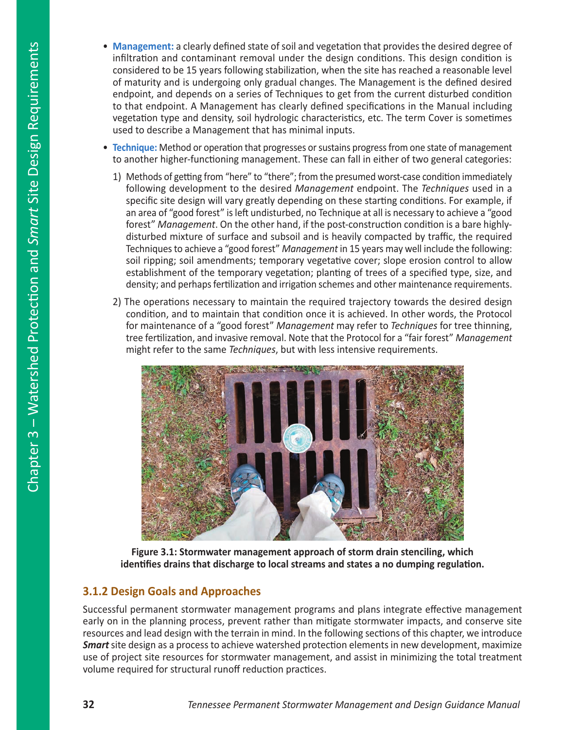- **Management:** a clearly defined state of soil and vegetation that provides the desired degree of infiltration and contaminant removal under the design conditions. This design condition is considered to be 15 years following stabilization, when the site has reached a reasonable level of maturity and is undergoing only gradual changes. The Management is the defined desired endpoint, and depends on a series of Techniques to get from the current disturbed condition to that endpoint. A Management has clearly defined specifications in the Manual including vegetation type and density, soil hydrologic characteristics, etc. The term Cover is sometimes used to describe a Management that has minimal inputs.

- **Technique:** Method or operation that progresses or sustains progress from one state of management to another higher-functioning management. These can fall in either of two general categories:

  1) Methods of getting from "here" to "there"; from the presumed worst-case condition immediately following development to the desired *Management* endpoint. The *Techniques* used in a specific site design will vary greatly depending on these starting conditions. For example, if an area of "good forest" is left undisturbed, no Technique at all is necessary to achieve a "good forest" *Management*. On the other hand, if the post-construction condition is a bare highly-disturbed mixture of surface and subsoil and is heavily compacted by traffic, the required Techniques to achieve a "good forest" *Management* in 15 years may well include the following: soil ripping; soil amendments; temporary vegetative cover; slope erosion control to allow establishment of the temporary vegetation; planting of trees of a specified type, size, and density; and perhaps fertilization and irrigation schemes and other maintenance requirements.

  2) The operations necessary to maintain the required trajectory towards the desired design condition, and to maintain that condition once it is achieved. In other words, the Protocol for maintenance of a "good forest" *Management* may refer to *Techniques* for tree thinning, tree fertilization, and invasive removal. Note that the Protocol for a "fair forest" *Management* might refer to the same *Techniques*, but with less intensive requirements.

**Figure 3.1: Stormwater management approach of storm drain stenciling, which identifies drains that discharge to local streams and states a no dumping regulation.**

### 3.1.2 Design Goals and Approaches

Successful permanent stormwater management programs and plans integrate effective management early on in the planning process, prevent rather than mitigate stormwater impacts, and conserve site resources and lead design with the terrain in mind. In the following sections of this chapter, we introduce ***Smart*** site design as a process to achieve watershed protection elements in new development, maximize use of project site resources for stormwater management, and assist in minimizing the total treatment volume required for structural runoff reduction practices.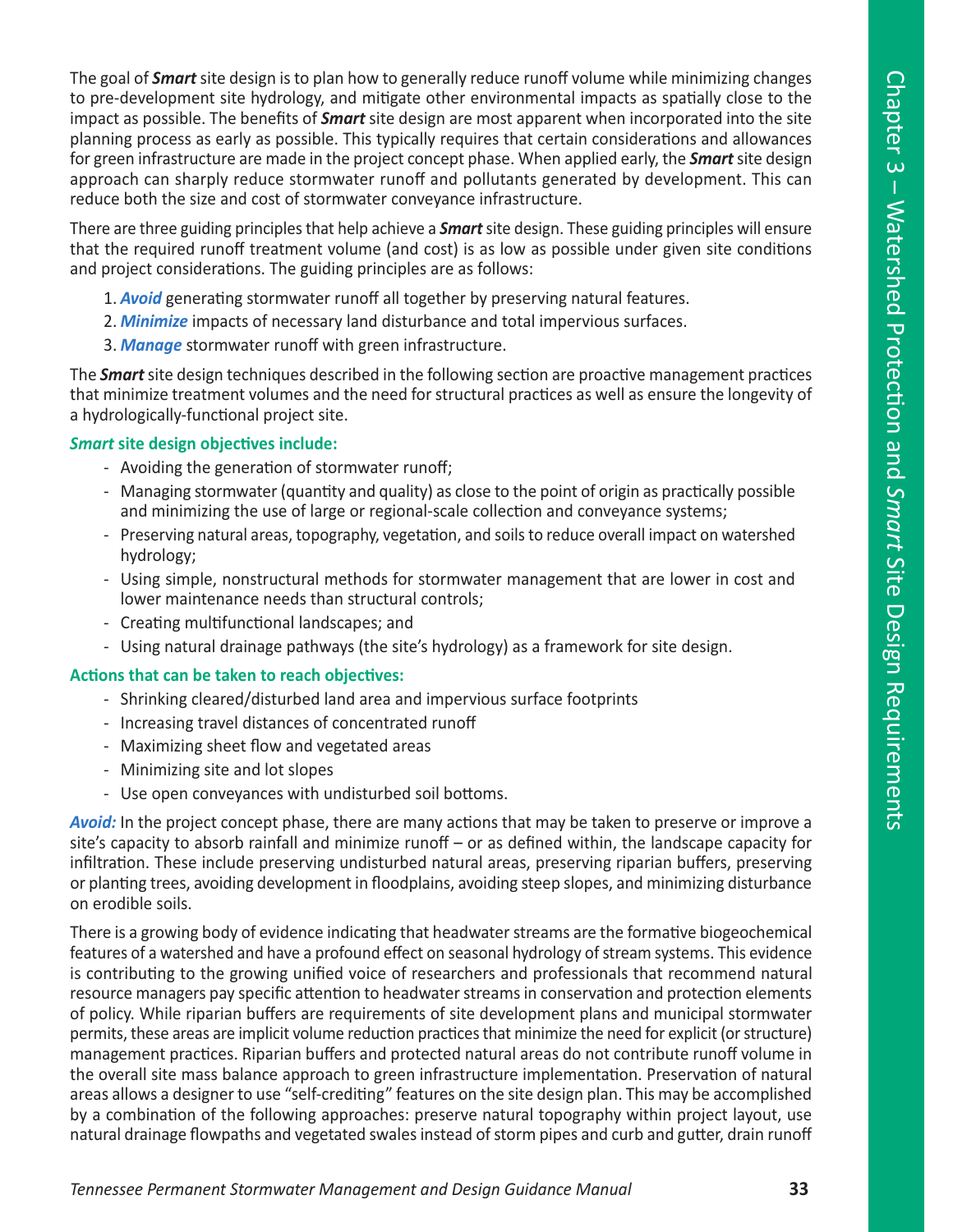The goal of ***Smart*** site design is to plan how to generally reduce runoff volume while minimizing changes to pre-development site hydrology, and mitigate other environmental impacts as spatially close to the impact as possible. The benefits of ***Smart*** site design are most apparent when incorporated into the site planning process as early as possible. This typically requires that certain considerations and allowances for green infrastructure are made in the project concept phase. When applied early, the ***Smart*** site design approach can sharply reduce stormwater runoff and pollutants generated by development. This can reduce both the size and cost of stormwater conveyance infrastructure.

There are three guiding principles that help achieve a ***Smart*** site design. These guiding principles will ensure that the required runoff treatment volume (and cost) is as low as possible under given site conditions and project considerations. The guiding principles are as follows:

1. ***Avoid*** generating stormwater runoff all together by preserving natural features.
2. ***Minimize*** impacts of necessary land disturbance and total impervious surfaces.
3. ***Manage*** stormwater runoff with green infrastructure.

The ***Smart*** site design techniques described in the following section are proactive management practices that minimize treatment volumes and the need for structural practices as well as ensure the longevity of a hydrologically-functional project site.

***Smart* site design objectives include:**

- Avoiding the generation of stormwater runoff;
- Managing stormwater (quantity and quality) as close to the point of origin as practically possible and minimizing the use of large or regional-scale collection and conveyance systems;
- Preserving natural areas, topography, vegetation, and soils to reduce overall impact on watershed hydrology;
- Using simple, nonstructural methods for stormwater management that are lower in cost and lower maintenance needs than structural controls;
- Creating multifunctional landscapes; and
- Using natural drainage pathways (the site's hydrology) as a framework for site design.

**Actions that can be taken to reach objectives:**

- Shrinking cleared/disturbed land area and impervious surface footprints
- Increasing travel distances of concentrated runoff
- Maximizing sheet flow and vegetated areas
- Minimizing site and lot slopes
- Use open conveyances with undisturbed soil bottoms.

***Avoid:*** In the project concept phase, there are many actions that may be taken to preserve or improve a site's capacity to absorb rainfall and minimize runoff – or as defined within, the landscape capacity for infiltration. These include preserving undisturbed natural areas, preserving riparian buffers, preserving or planting trees, avoiding development in floodplains, avoiding steep slopes, and minimizing disturbance on erodible soils.

There is a growing body of evidence indicating that headwater streams are the formative biogeochemical features of a watershed and have a profound effect on seasonal hydrology of stream systems. This evidence is contributing to the growing unified voice of researchers and professionals that recommend natural resource managers pay specific attention to headwater streams in conservation and protection elements of policy. While riparian buffers are requirements of site development plans and municipal stormwater permits, these areas are implicit volume reduction practices that minimize the need for explicit (or structure) management practices. Riparian buffers and protected natural areas do not contribute runoff volume in the overall site mass balance approach to green infrastructure implementation. Preservation of natural areas allows a designer to use "self-crediting" features on the site design plan. This may be accomplished by a combination of the following approaches: preserve natural topography within project layout, use natural drainage flowpaths and vegetated swales instead of storm pipes and curb and gutter, drain runoff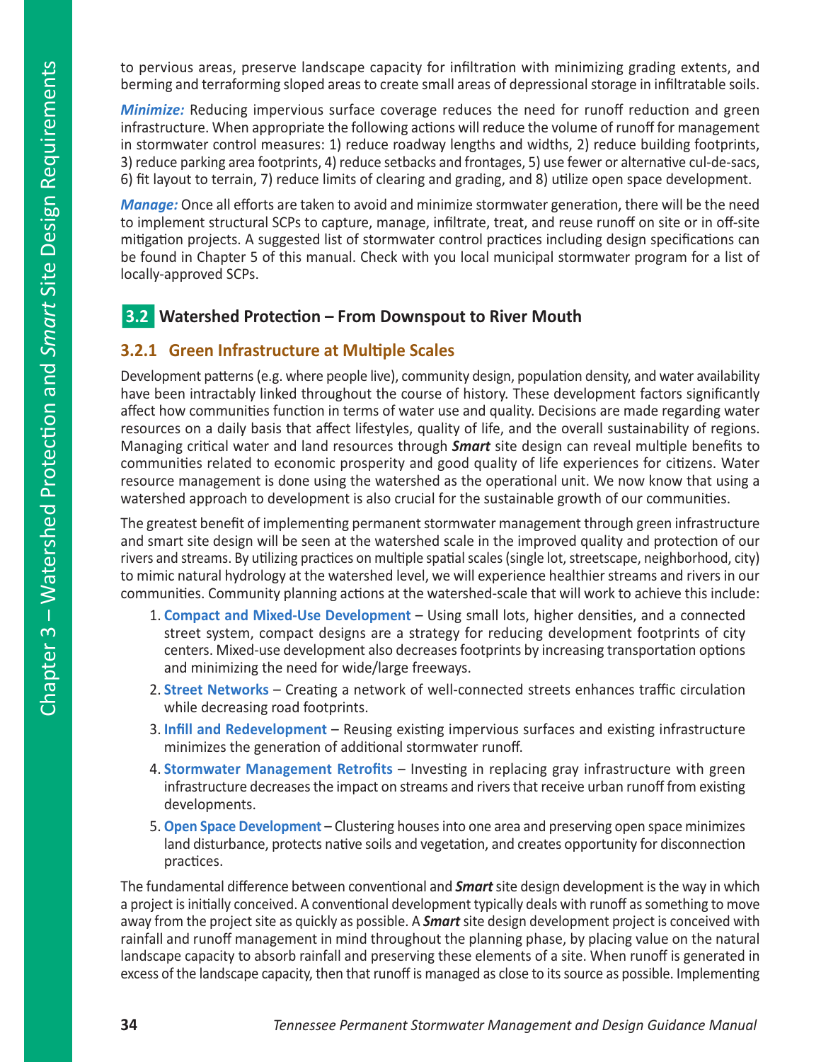to pervious areas, preserve landscape capacity for infiltration with minimizing grading extents, and berming and terraforming sloped areas to create small areas of depressional storage in infiltratable soils.

***Minimize:*** Reducing impervious surface coverage reduces the need for runoff reduction and green infrastructure. When appropriate the following actions will reduce the volume of runoff for management in stormwater control measures: 1) reduce roadway lengths and widths, 2) reduce building footprints, 3) reduce parking area footprints, 4) reduce setbacks and frontages, 5) use fewer or alternative cul-de-sacs, 6) fit layout to terrain, 7) reduce limits of clearing and grading, and 8) utilize open space development.

***Manage:*** Once all efforts are taken to avoid and minimize stormwater generation, there will be the need to implement structural SCPs to capture, manage, infiltrate, treat, and reuse runoff on site or in off-site mitigation projects. A suggested list of stormwater control practices including design specifications can be found in Chapter 5 of this manual. Check with you local municipal stormwater program for a list of locally-approved SCPs.

## 3.2 Watershed Protection – From Downspout to River Mouth

### 3.2.1 Green Infrastructure at Multiple Scales

Development patterns (e.g. where people live), community design, population density, and water availability have been intractably linked throughout the course of history. These development factors significantly affect how communities function in terms of water use and quality. Decisions are made regarding water resources on a daily basis that affect lifestyles, quality of life, and the overall sustainability of regions. Managing critical water and land resources through ***Smart*** site design can reveal multiple benefits to communities related to economic prosperity and good quality of life experiences for citizens. Water resource management is done using the watershed as the operational unit. We now know that using a watershed approach to development is also crucial for the sustainable growth of our communities.

The greatest benefit of implementing permanent stormwater management through green infrastructure and smart site design will be seen at the watershed scale in the improved quality and protection of our rivers and streams. By utilizing practices on multiple spatial scales (single lot, streetscape, neighborhood, city) to mimic natural hydrology at the watershed level, we will experience healthier streams and rivers in our communities. Community planning actions at the watershed-scale that will work to achieve this include:

1. **Compact and Mixed-Use Development** – Using small lots, higher densities, and a connected street system, compact designs are a strategy for reducing development footprints of city centers. Mixed-use development also decreases footprints by increasing transportation options and minimizing the need for wide/large freeways.
2. **Street Networks** – Creating a network of well-connected streets enhances traffic circulation while decreasing road footprints.
3. **Infill and Redevelopment** – Reusing existing impervious surfaces and existing infrastructure minimizes the generation of additional stormwater runoff.
4. **Stormwater Management Retrofits** – Investing in replacing gray infrastructure with green infrastructure decreases the impact on streams and rivers that receive urban runoff from existing developments.
5. **Open Space Development** – Clustering houses into one area and preserving open space minimizes land disturbance, protects native soils and vegetation, and creates opportunity for disconnection practices.

The fundamental difference between conventional and ***Smart*** site design development is the way in which a project is initially conceived. A conventional development typically deals with runoff as something to move away from the project site as quickly as possible. A ***Smart*** site design development project is conceived with rainfall and runoff management in mind throughout the planning phase, by placing value on the natural landscape capacity to absorb rainfall and preserving these elements of a site. When runoff is generated in excess of the landscape capacity, then that runoff is managed as close to its source as possible. Implementing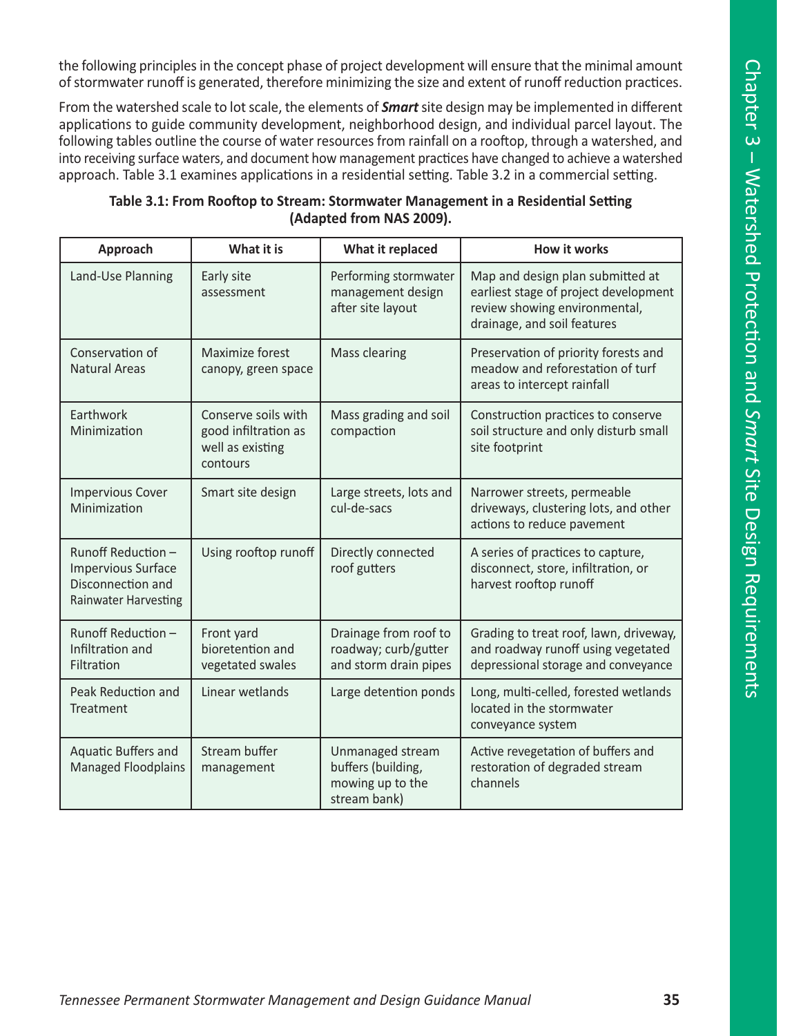the following principles in the concept phase of project development will ensure that the minimal amount of stormwater runoff is generated, therefore minimizing the size and extent of runoff reduction practices.

From the watershed scale to lot scale, the elements of ***Smart*** site design may be implemented in different applications to guide community development, neighborhood design, and individual parcel layout. The following tables outline the course of water resources from rainfall on a rooftop, through a watershed, and into receiving surface waters, and document how management practices have changed to achieve a watershed approach. Table 3.1 examines applications in a residential setting. Table 3.2 in a commercial setting.

**Table 3.1: From Rooftop to Stream: Stormwater Management in a Residential Setting (Adapted from NAS 2009).**

| Approach | What it is | What it replaced | How it works |
| --- | --- | --- | --- |
| Land-Use Planning | Early site assessment | Performing stormwater management design after site layout | Map and design plan submitted at earliest stage of project development review showing environmental, drainage, and soil features |
| Conservation of Natural Areas | Maximize forest canopy, green space | Mass clearing | Preservation of priority forests and meadow and reforestation of turf areas to intercept rainfall |
| Earthwork Minimization | Conserve soils with good infiltration as well as existing contours | Mass grading and soil compaction | Construction practices to conserve soil structure and only disturb small site footprint |
| Impervious Cover Minimization | Smart site design | Large streets, lots and cul-de-sacs | Narrower streets, permeable driveways, clustering lots, and other actions to reduce pavement |
| Runoff Reduction – Impervious Surface Disconnection and Rainwater Harvesting | Using rooftop runoff | Directly connected roof gutters | A series of practices to capture, disconnect, store, infiltration, or harvest rooftop runoff |
| Runoff Reduction – Infiltration and Filtration | Front yard bioretention and vegetated swales | Drainage from roof to roadway; curb/gutter and storm drain pipes | Grading to treat roof, lawn, driveway, and roadway runoff using vegetated depressional storage and conveyance |
| Peak Reduction and Treatment | Linear wetlands | Large detention ponds | Long, multi-celled, forested wetlands located in the stormwater conveyance system |
| Aquatic Buffers and Managed Floodplains | Stream buffer management | Unmanaged stream buffers (building, mowing up to the stream bank) | Active revegetation of buffers and restoration of degraded stream channels |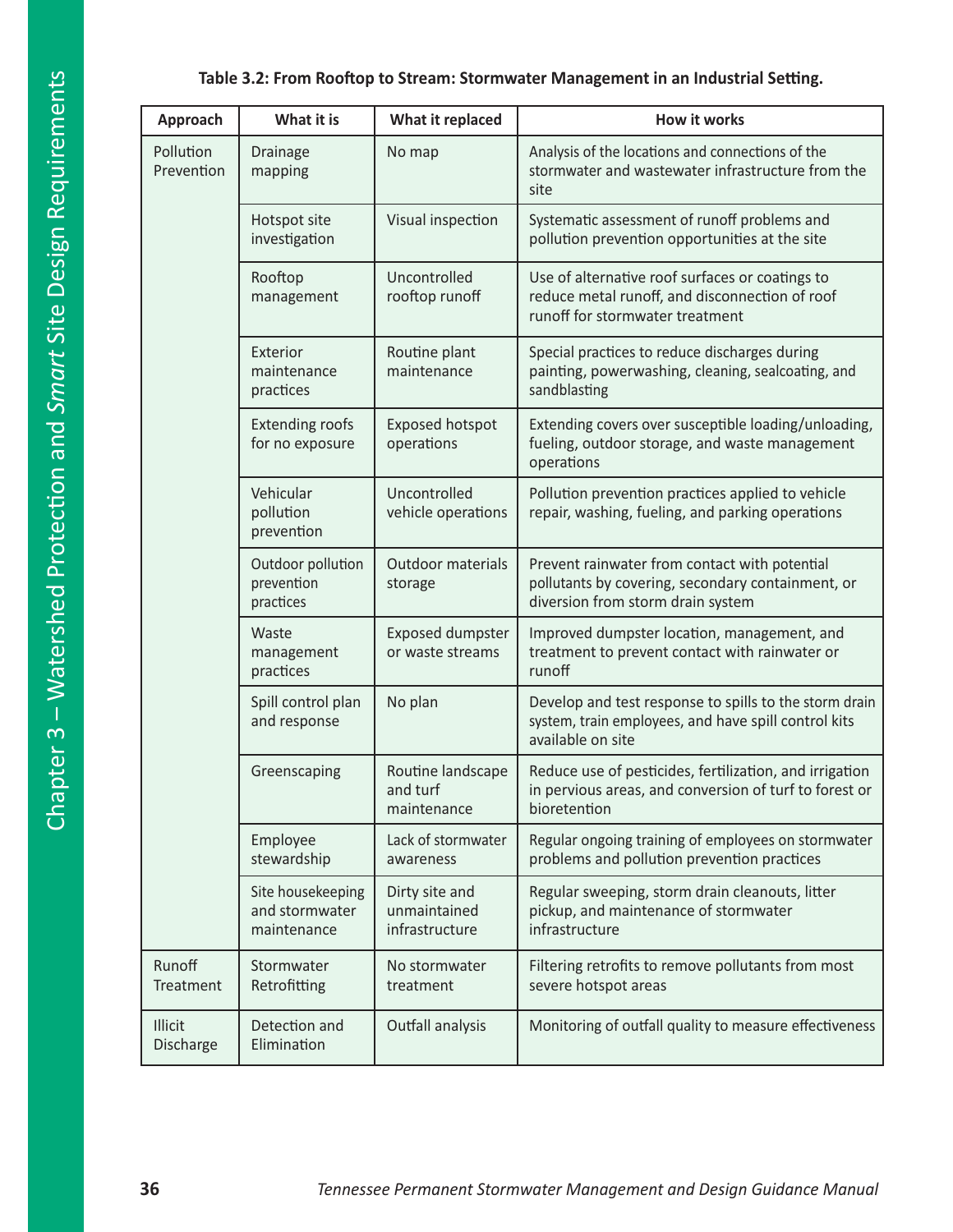**Table 3.2: From Rooftop to Stream: Stormwater Management in an Industrial Setting.**

| Approach | What it is | What it replaced | How it works |
|---|---|---|---|
| Pollution Prevention | Drainage mapping | No map | Analysis of the locations and connections of the stormwater and wastewater infrastructure from the site |
| | Hotspot site investigation | Visual inspection | Systematic assessment of runoff problems and pollution prevention opportunities at the site |
| | Rooftop management | Uncontrolled rooftop runoff | Use of alternative roof surfaces or coatings to reduce metal runoff, and disconnection of roof runoff for stormwater treatment |
| | Exterior maintenance practices | Routine plant maintenance | Special practices to reduce discharges during painting, powerwashing, cleaning, sealcoating, and sandblasting |
| | Extending roofs for no exposure | Exposed hotspot operations | Extending covers over susceptible loading/unloading, fueling, outdoor storage, and waste management operations |
| | Vehicular pollution prevention | Uncontrolled vehicle operations | Pollution prevention practices applied to vehicle repair, washing, fueling, and parking operations |
| | Outdoor pollution prevention practices | Outdoor materials storage | Prevent rainwater from contact with potential pollutants by covering, secondary containment, or diversion from storm drain system |
| | Waste management practices | Exposed dumpster or waste streams | Improved dumpster location, management, and treatment to prevent contact with rainwater or runoff |
| | Spill control plan and response | No plan | Develop and test response to spills to the storm drain system, train employees, and have spill control kits available on site |
| | Greenscaping | Routine landscape and turf maintenance | Reduce use of pesticides, fertilization, and irrigation in pervious areas, and conversion of turf to forest or bioretention |
| | Employee stewardship | Lack of stormwater awareness | Regular ongoing training of employees on stormwater problems and pollution prevention practices |
| | Site housekeeping and stormwater maintenance | Dirty site and unmaintained infrastructure | Regular sweeping, storm drain cleanouts, litter pickup, and maintenance of stormwater infrastructure |
| Runoff Treatment | Stormwater Retrofitting | No stormwater treatment | Filtering retrofits to remove pollutants from most severe hotspot areas |
| Illicit Discharge | Detection and Elimination | Outfall analysis | Monitoring of outfall quality to measure effectiveness |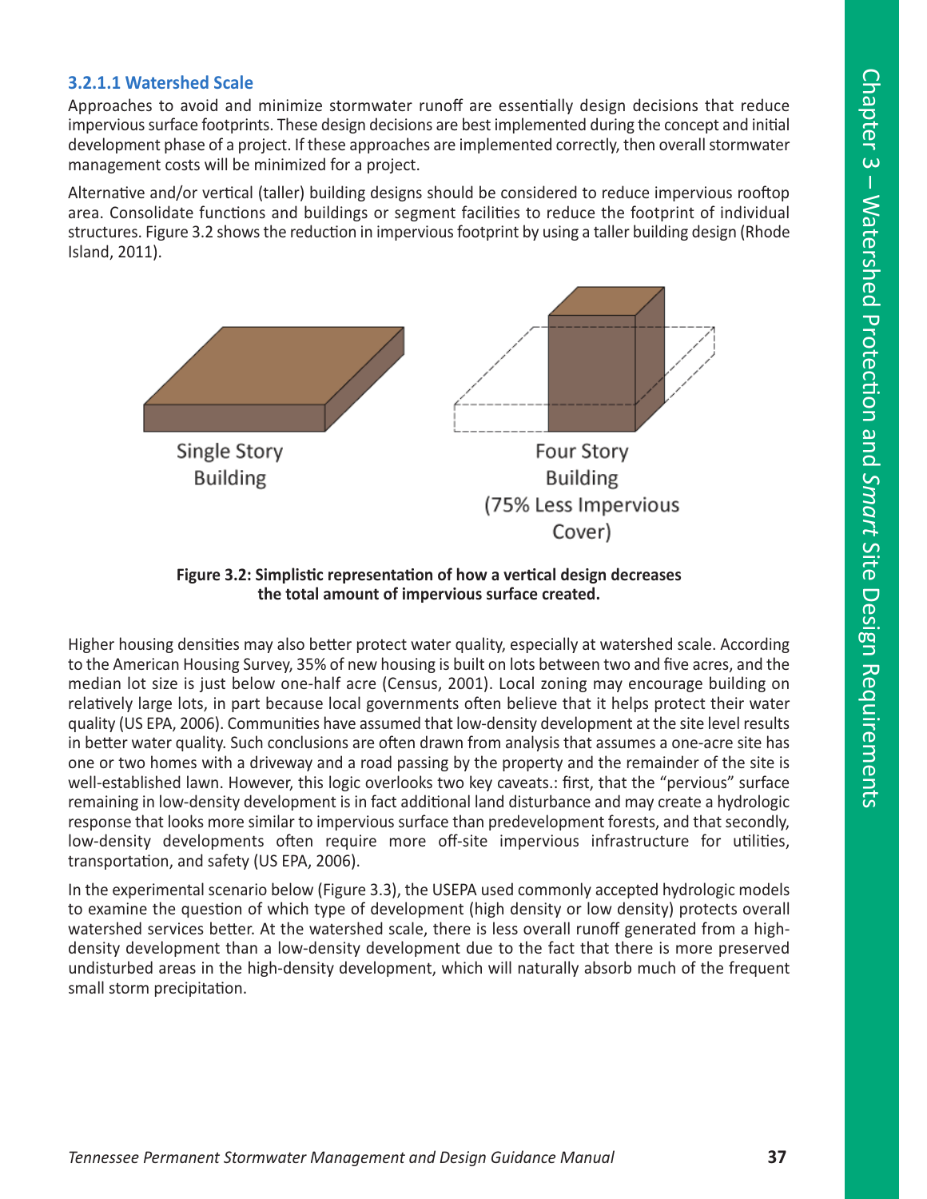### 3.2.1.1 Watershed Scale

Approaches to avoid and minimize stormwater runoff are essentially design decisions that reduce impervious surface footprints. These design decisions are best implemented during the concept and initial development phase of a project. If these approaches are implemented correctly, then overall stormwater management costs will be minimized for a project.

Alternative and/or vertical (taller) building designs should be considered to reduce impervious rooftop area. Consolidate functions and buildings or segment facilities to reduce the footprint of individual structures. Figure 3.2 shows the reduction in impervious footprint by using a taller building design (Rhode Island, 2011).

Single Story Building

Four Story Building (75% Less Impervious Cover)

**Figure 3.2: Simplistic representation of how a vertical design decreases the total amount of impervious surface created.**

Higher housing densities may also better protect water quality, especially at watershed scale. According to the American Housing Survey, 35% of new housing is built on lots between two and five acres, and the median lot size is just below one-half acre (Census, 2001). Local zoning may encourage building on relatively large lots, in part because local governments often believe that it helps protect their water quality (US EPA, 2006). Communities have assumed that low-density development at the site level results in better water quality. Such conclusions are often drawn from analysis that assumes a one-acre site has one or two homes with a driveway and a road passing by the property and the remainder of the site is well-established lawn. However, this logic overlooks two key caveats.: first, that the "pervious" surface remaining in low-density development is in fact additional land disturbance and may create a hydrologic response that looks more similar to impervious surface than predevelopment forests, and that secondly, low-density developments often require more off-site impervious infrastructure for utilities, transportation, and safety (US EPA, 2006).

In the experimental scenario below (Figure 3.3), the USEPA used commonly accepted hydrologic models to examine the question of which type of development (high density or low density) protects overall watershed services better. At the watershed scale, there is less overall runoff generated from a high-density development than a low-density development due to the fact that there is more preserved undisturbed areas in the high-density development, which will naturally absorb much of the frequent small storm precipitation.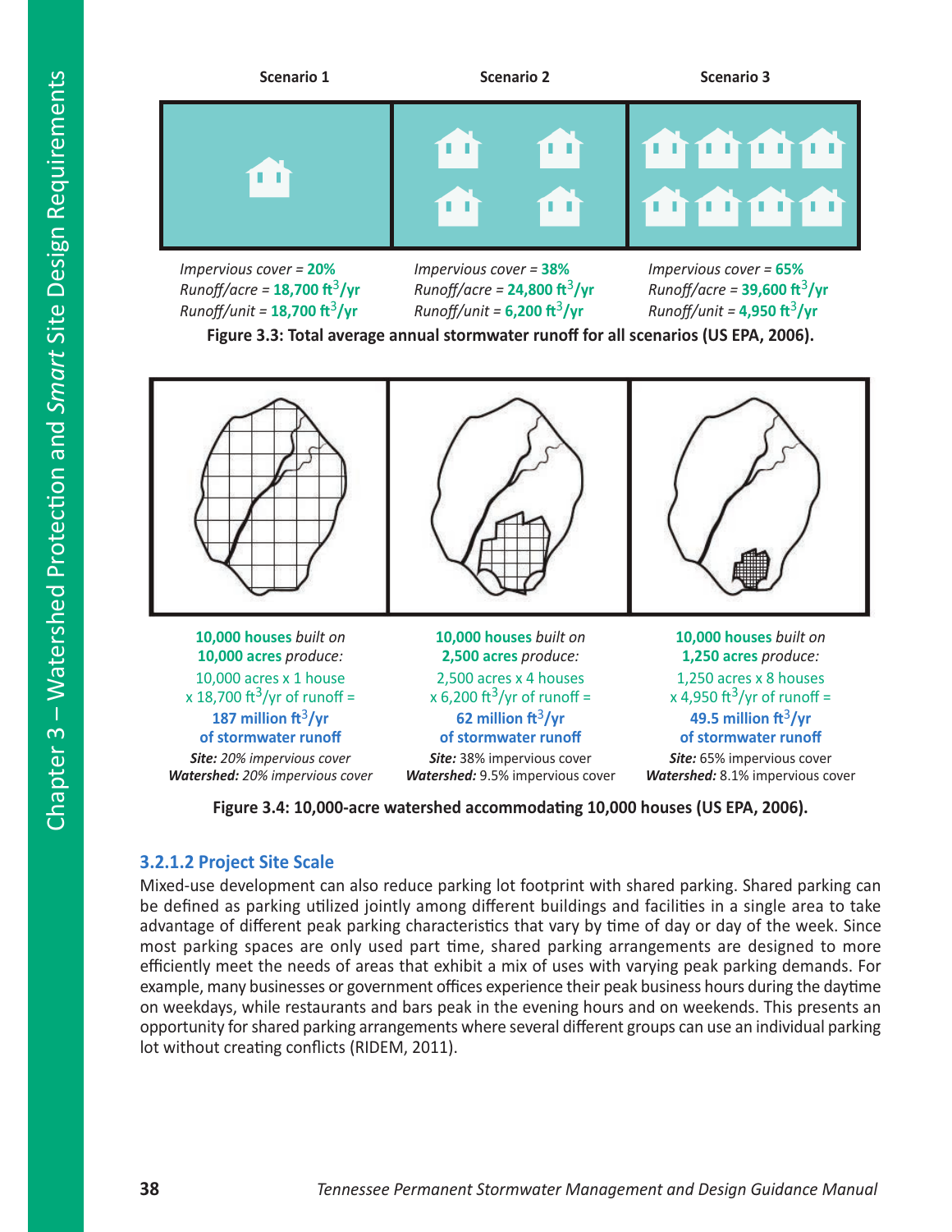**Scenario 1** | **Scenario 2** | **Scenario 3**

| Scenario 1 | Scenario 2 | Scenario 3 |
|---|---|---|
| *Impervious cover* = **20%** | *Impervious cover* = **38%** | *Impervious cover* = **65%** |
| *Runoff/acre* = **18,700 ft$^3$/yr** | *Runoff/acre* = **24,800 ft$^3$/yr** | *Runoff/acre* = **39,600 ft$^3$/yr** |
| *Runoff/unit* = **18,700 ft$^3$/yr** | *Runoff/unit* = **6,200 ft$^3$/yr** | *Runoff/unit* = **4,950 ft$^3$/yr** |

**Figure 3.3: Total average annual stormwater runoff for all scenarios (US EPA, 2006).**

| | | |
|---|---|---|
| **10,000 houses** *built on* **10,000 acres** *produce:* | **10,000 houses** *built on* **2,500 acres** *produce:* | **10,000 houses** *built on* **1,250 acres** *produce:* |
| 10,000 acres x 1 house x 18,700 ft$^3$/yr of runoff = | 2,500 acres x 4 houses x 6,200 ft$^3$/yr of runoff = | 1,250 acres x 8 houses x 4,950 ft$^3$/yr of runoff = |
| **187 million ft$^3$/yr of stormwater runoff** | **62 million ft$^3$/yr of stormwater runoff** | **49.5 million ft$^3$/yr of stormwater runoff** |
| ***Site:*** *20% impervious cover* | ***Site:*** 38% impervious cover | ***Site:*** 65% impervious cover |
| ***Watershed:*** *20% impervious cover* | ***Watershed:*** 9.5% impervious cover | ***Watershed:*** 8.1% impervious cover |

**Figure 3.4: 10,000-acre watershed accommodating 10,000 houses (US EPA, 2006).**

### 3.2.1.2 Project Site Scale

Mixed-use development can also reduce parking lot footprint with shared parking. Shared parking can be defined as parking utilized jointly among different buildings and facilities in a single area to take advantage of different peak parking characteristics that vary by time of day or day of the week. Since most parking spaces are only used part time, shared parking arrangements are designed to more efficiently meet the needs of areas that exhibit a mix of uses with varying peak parking demands. For example, many businesses or government offices experience their peak business hours during the daytime on weekdays, while restaurants and bars peak in the evening hours and on weekends. This presents an opportunity for shared parking arrangements where several different groups can use an individual parking lot without creating conflicts (RIDEM, 2011).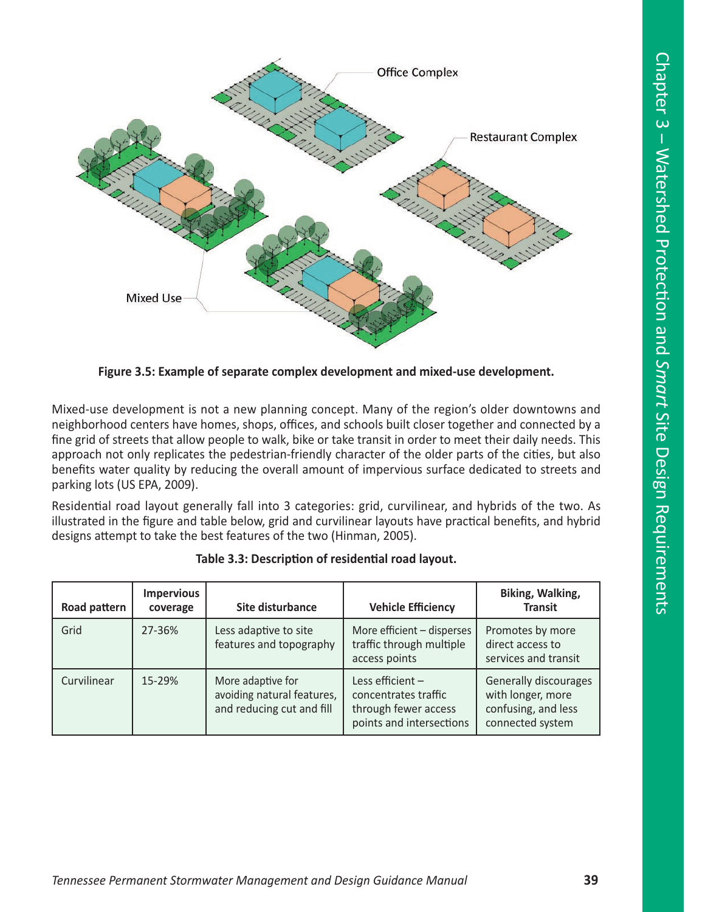**Figure 3.5: Example of separate complex development and mixed-use development.**

Mixed-use development is not a new planning concept. Many of the region's older downtowns and neighborhood centers have homes, shops, offices, and schools built closer together and connected by a fine grid of streets that allow people to walk, bike or take transit in order to meet their daily needs. This approach not only replicates the pedestrian-friendly character of the older parts of the cities, but also benefits water quality by reducing the overall amount of impervious surface dedicated to streets and parking lots (US EPA, 2009).

Residential road layout generally fall into 3 categories: grid, curvilinear, and hybrids of the two. As illustrated in the figure and table below, grid and curvilinear layouts have practical benefits, and hybrid designs attempt to take the best features of the two (Hinman, 2005).

**Table 3.3: Description of residential road layout.**

| Road pattern | Impervious coverage | Site disturbance | Vehicle Efficiency | Biking, Walking, Transit |
|---|---|---|---|---|
| Grid | 27-36% | Less adaptive to site features and topography | More efficient – disperses traffic through multiple access points | Promotes by more direct access to services and transit |
| Curvilinear | 15-29% | More adaptive for avoiding natural features, and reducing cut and fill | Less efficient – concentrates traffic through fewer access points and intersections | Generally discourages with longer, more confusing, and less connected system |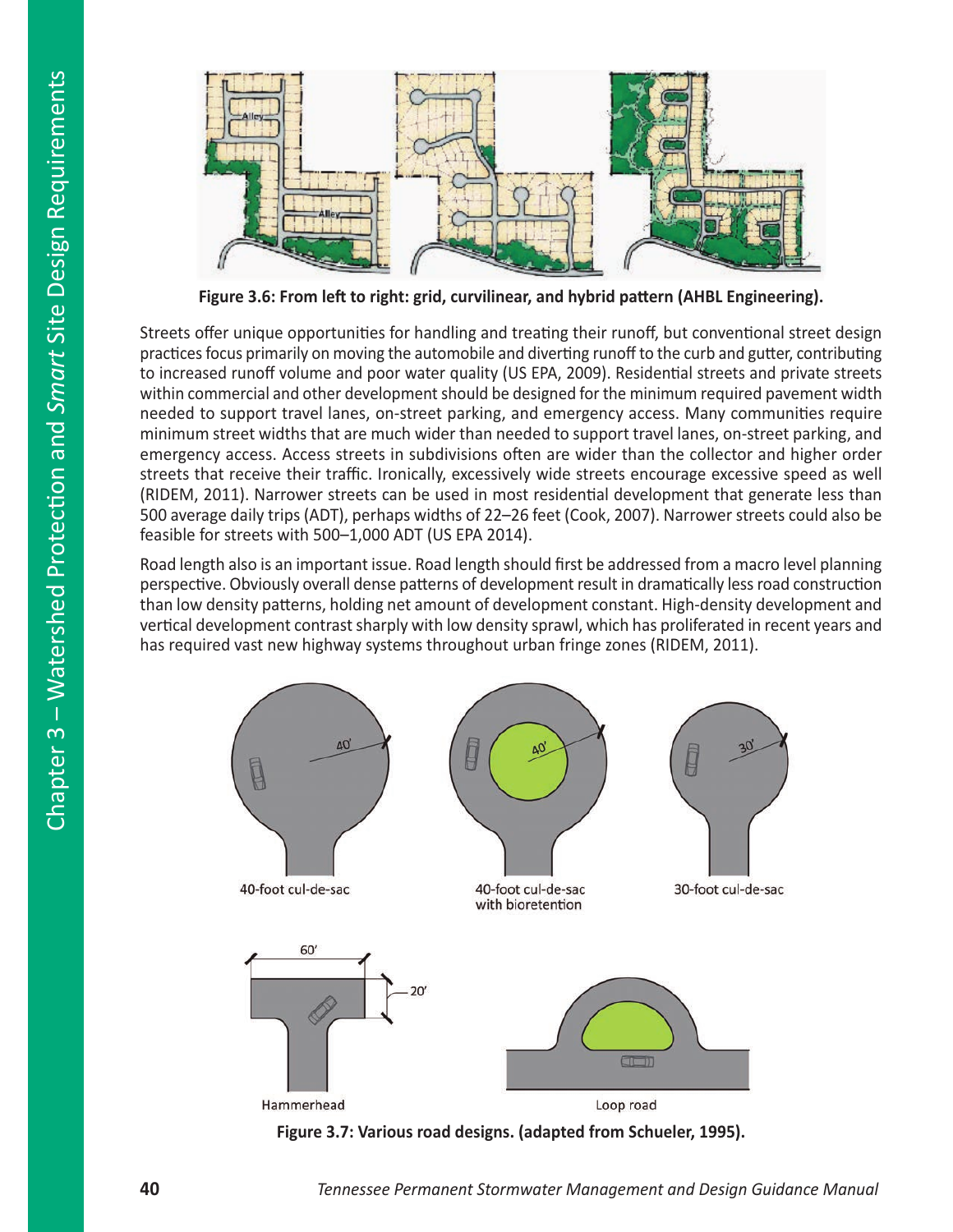**Figure 3.6: From left to right: grid, curvilinear, and hybrid pattern (AHBL Engineering).**

Streets offer unique opportunities for handling and treating their runoff, but conventional street design practices focus primarily on moving the automobile and diverting runoff to the curb and gutter, contributing to increased runoff volume and poor water quality (US EPA, 2009). Residential streets and private streets within commercial and other development should be designed for the minimum required pavement width needed to support travel lanes, on-street parking, and emergency access. Many communities require minimum street widths that are much wider than needed to support travel lanes, on-street parking, and emergency access. Access streets in subdivisions often are wider than the collector and higher order streets that receive their traffic. Ironically, excessively wide streets encourage excessive speed as well (RIDEM, 2011). Narrower streets can be used in most residential development that generate less than 500 average daily trips (ADT), perhaps widths of 22–26 feet (Cook, 2007). Narrower streets could also be feasible for streets with 500–1,000 ADT (US EPA 2014).

Road length also is an important issue. Road length should first be addressed from a macro level planning perspective. Obviously overall dense patterns of development result in dramatically less road construction than low density patterns, holding net amount of development constant. High-density development and vertical development contrast sharply with low density sprawl, which has proliferated in recent years and has required vast new highway systems throughout urban fringe zones (RIDEM, 2011).

**Figure 3.7: Various road designs. (adapted from Schueler, 1995).**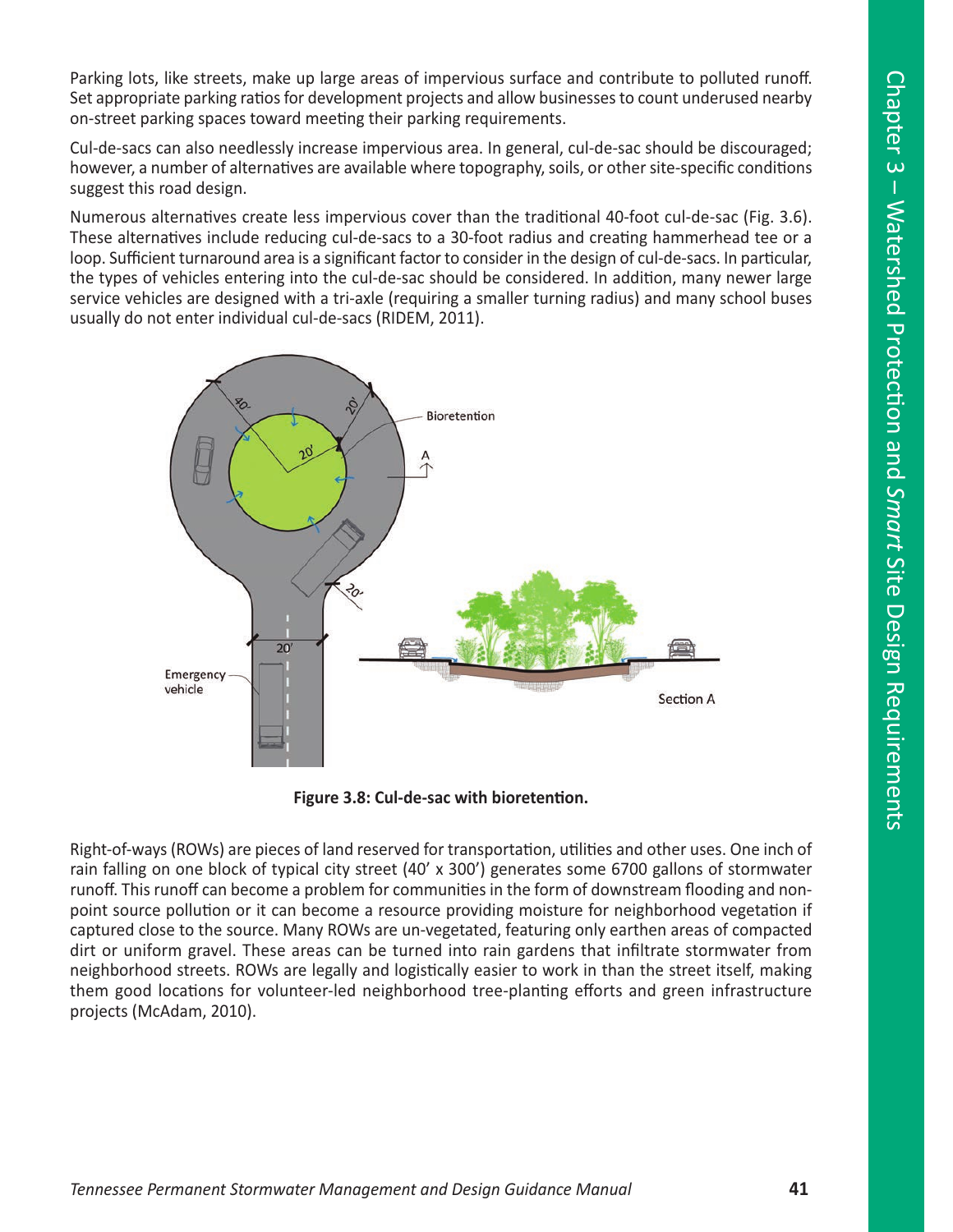Parking lots, like streets, make up large areas of impervious surface and contribute to polluted runoff. Set appropriate parking ratios for development projects and allow businesses to count underused nearby on-street parking spaces toward meeting their parking requirements.

Cul-de-sacs can also needlessly increase impervious area. In general, cul-de-sac should be discouraged; however, a number of alternatives are available where topography, soils, or other site-specific conditions suggest this road design.

Numerous alternatives create less impervious cover than the traditional 40-foot cul-de-sac (Fig. 3.6). These alternatives include reducing cul-de-sacs to a 30-foot radius and creating hammerhead tee or a loop. Sufficient turnaround area is a significant factor to consider in the design of cul-de-sacs. In particular, the types of vehicles entering into the cul-de-sac should be considered. In addition, many newer large service vehicles are designed with a tri-axle (requiring a smaller turning radius) and many school buses usually do not enter individual cul-de-sacs (RIDEM, 2011).

**Figure 3.8: Cul-de-sac with bioretention.**

Right-of-ways (ROWs) are pieces of land reserved for transportation, utilities and other uses. One inch of rain falling on one block of typical city street (40' x 300') generates some 6700 gallons of stormwater runoff. This runoff can become a problem for communities in the form of downstream flooding and non-point source pollution or it can become a resource providing moisture for neighborhood vegetation if captured close to the source. Many ROWs are un-vegetated, featuring only earthen areas of compacted dirt or uniform gravel. These areas can be turned into rain gardens that infiltrate stormwater from neighborhood streets. ROWs are legally and logistically easier to work in than the street itself, making them good locations for volunteer-led neighborhood tree-planting efforts and green infrastructure projects (McAdam, 2010).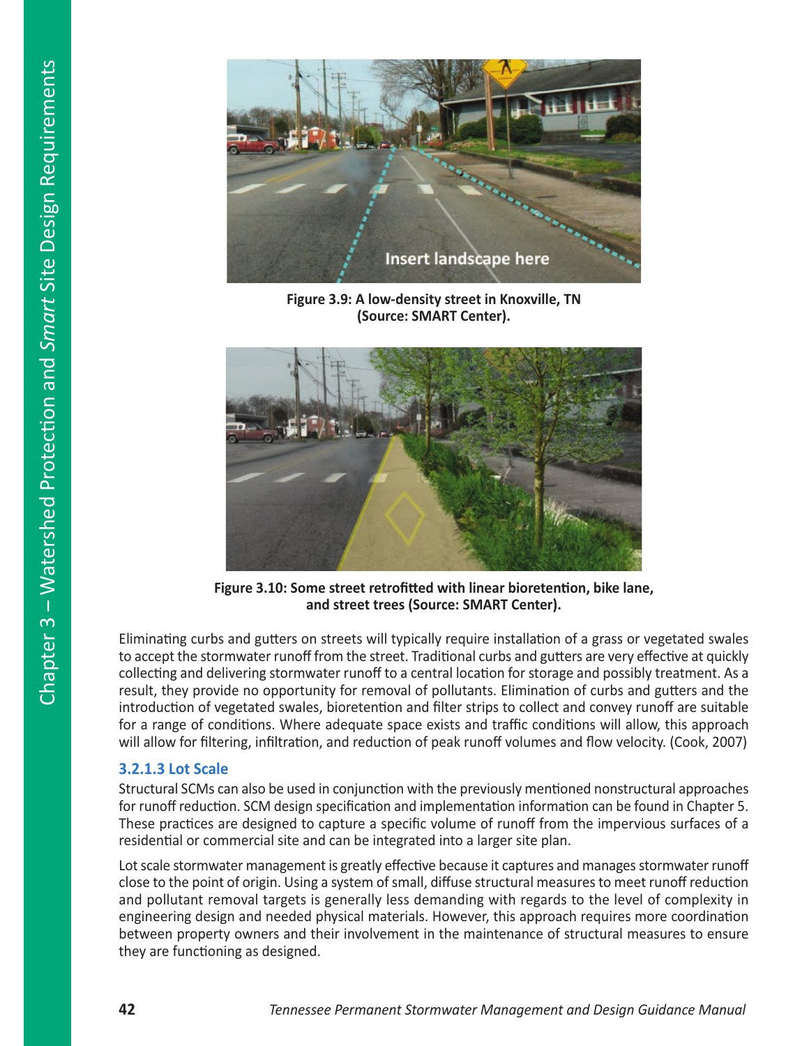Figure 3.9: A low-density street in Knoxville, TN (Source: SMART Center).

Figure 3.10: Some street retrofitted with linear bioretention, bike lane, and street trees (Source: SMART Center).

Eliminating curbs and gutters on streets will typically require installation of a grass or vegetated swales to accept the stormwater runoff from the street. Traditional curbs and gutters are very effective at quickly collecting and delivering stormwater runoff to a central location for storage and possibly treatment. As a result, they provide no opportunity for removal of pollutants. Elimination of curbs and gutters and the introduction of vegetated swales, bioretention and filter strips to collect and convey runoff are suitable for a range of conditions. Where adequate space exists and traffic conditions will allow, this approach will allow for filtering, infiltration, and reduction of peak runoff volumes and flow velocity. (Cook, 2007)

### 3.2.1.3 Lot Scale

Structural SCMs can also be used in conjunction with the previously mentioned nonstructural approaches for runoff reduction. SCM design specification and implementation information can be found in Chapter 5. These practices are designed to capture a specific volume of runoff from the impervious surfaces of a residential or commercial site and can be integrated into a larger site plan.

Lot scale stormwater management is greatly effective because it captures and manages stormwater runoff close to the point of origin. Using a system of small, diffuse structural measures to meet runoff reduction and pollutant removal targets is generally less demanding with regards to the level of complexity in engineering design and needed physical materials. However, this approach requires more coordination between property owners and their involvement in the maintenance of structural measures to ensure they are functioning as designed.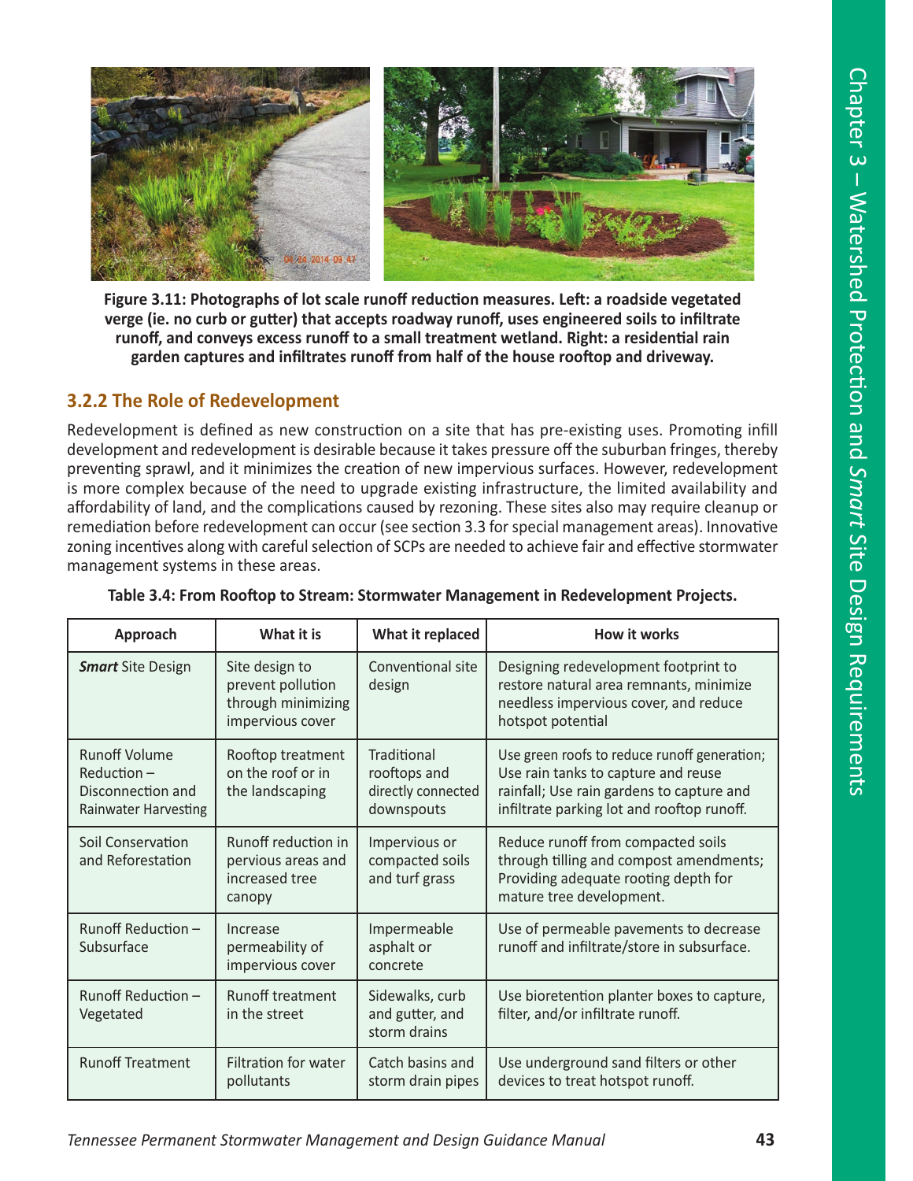Figure 3.11: Photographs of lot scale runoff reduction measures. Left: a roadside vegetated verge (ie. no curb or gutter) that accepts roadway runoff, uses engineered soils to infiltrate runoff, and conveys excess runoff to a small treatment wetland. Right: a residential rain garden captures and infiltrates runoff from half of the house rooftop and driveway.

### 3.2.2 The Role of Redevelopment

Redevelopment is defined as new construction on a site that has pre-existing uses. Promoting infill development and redevelopment is desirable because it takes pressure off the suburban fringes, thereby preventing sprawl, and it minimizes the creation of new impervious surfaces. However, redevelopment is more complex because of the need to upgrade existing infrastructure, the limited availability and affordability of land, and the complications caused by rezoning. These sites also may require cleanup or remediation before redevelopment can occur (see section 3.3 for special management areas). Innovative zoning incentives along with careful selection of SCPs are needed to achieve fair and effective stormwater management systems in these areas.

**Table 3.4: From Rooftop to Stream: Stormwater Management in Redevelopment Projects.**

| Approach | What it is | What it replaced | How it works |
|---|---|---|---|
| ***Smart*** Site Design | Site design to prevent pollution through minimizing impervious cover | Conventional site design | Designing redevelopment footprint to restore natural area remnants, minimize needless impervious cover, and reduce hotspot potential |
| Runoff Volume Reduction – Disconnection and Rainwater Harvesting | Rooftop treatment on the roof or in the landscaping | Traditional rooftops and directly connected downspouts | Use green roofs to reduce runoff generation; Use rain tanks to capture and reuse rainfall; Use rain gardens to capture and infiltrate parking lot and rooftop runoff. |
| Soil Conservation and Reforestation | Runoff reduction in pervious areas and increased tree canopy | Impervious or compacted soils and turf grass | Reduce runoff from compacted soils through tilling and compost amendments; Providing adequate rooting depth for mature tree development. |
| Runoff Reduction – Subsurface | Increase permeability of impervious cover | Impermeable asphalt or concrete | Use of permeable pavements to decrease runoff and infiltrate/store in subsurface. |
| Runoff Reduction – Vegetated | Runoff treatment in the street | Sidewalks, curb and gutter, and storm drains | Use bioretention planter boxes to capture, filter, and/or infiltrate runoff. |
| Runoff Treatment | Filtration for water pollutants | Catch basins and storm drain pipes | Use underground sand filters or other devices to treat hotspot runoff. |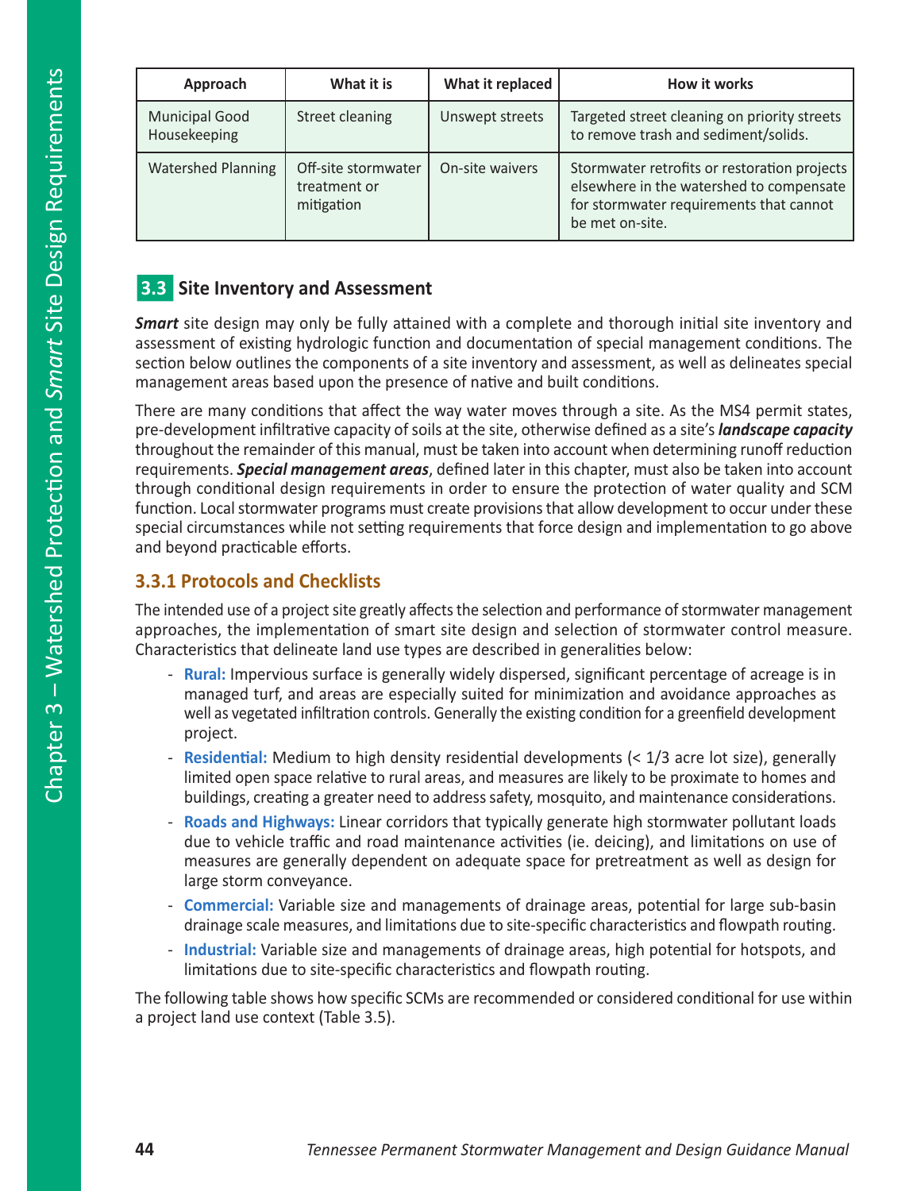| Approach | What it is | What it replaced | How it works |
|---|---|---|---|
| Municipal Good Housekeeping | Street cleaning | Unswept streets | Targeted street cleaning on priority streets to remove trash and sediment/solids. |
| Watershed Planning | Off-site stormwater treatment or mitigation | On-site waivers | Stormwater retrofits or restoration projects elsewhere in the watershed to compensate for stormwater requirements that cannot be met on-site. |

## 3.3 Site Inventory and Assessment

***Smart*** site design may only be fully attained with a complete and thorough initial site inventory and assessment of existing hydrologic function and documentation of special management conditions. The section below outlines the components of a site inventory and assessment, as well as delineates special management areas based upon the presence of native and built conditions.

There are many conditions that affect the way water moves through a site. As the MS4 permit states, pre-development infiltrative capacity of soils at the site, otherwise defined as a site's ***landscape capacity*** throughout the remainder of this manual, must be taken into account when determining runoff reduction requirements. ***Special management areas***, defined later in this chapter, must also be taken into account through conditional design requirements in order to ensure the protection of water quality and SCM function. Local stormwater programs must create provisions that allow development to occur under these special circumstances while not setting requirements that force design and implementation to go above and beyond practicable efforts.

### 3.3.1 Protocols and Checklists

The intended use of a project site greatly affects the selection and performance of stormwater management approaches, the implementation of smart site design and selection of stormwater control measure. Characteristics that delineate land use types are described in generalities below:

- **Rural:** Impervious surface is generally widely dispersed, significant percentage of acreage is in managed turf, and areas are especially suited for minimization and avoidance approaches as well as vegetated infiltration controls. Generally the existing condition for a greenfield development project.
- **Residential:** Medium to high density residential developments (< 1/3 acre lot size), generally limited open space relative to rural areas, and measures are likely to be proximate to homes and buildings, creating a greater need to address safety, mosquito, and maintenance considerations.
- **Roads and Highways:** Linear corridors that typically generate high stormwater pollutant loads due to vehicle traffic and road maintenance activities (ie. deicing), and limitations on use of measures are generally dependent on adequate space for pretreatment as well as design for large storm conveyance.
- **Commercial:** Variable size and managements of drainage areas, potential for large sub-basin drainage scale measures, and limitations due to site-specific characteristics and flowpath routing.
- **Industrial:** Variable size and managements of drainage areas, high potential for hotspots, and limitations due to site-specific characteristics and flowpath routing.

The following table shows how specific SCMs are recommended or considered conditional for use within a project land use context (Table 3.5).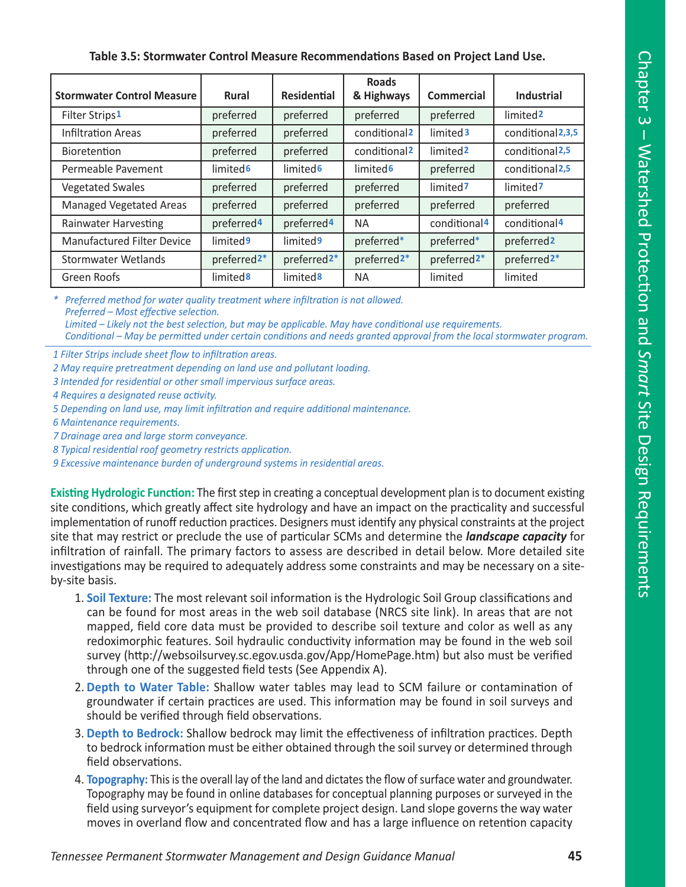**Table 3.5: Stormwater Control Measure Recommendations Based on Project Land Use.**

| Stormwater Control Measure | Rural | Residential | Roads & Highways | Commercial | Industrial |
|---|---|---|---|---|---|
| Filter Strips[1] | preferred | preferred | preferred | preferred | limited[2] |
| Infiltration Areas | preferred | preferred | conditional[2] | limited[3] | conditional[2,3,5] |
| Bioretention | preferred | preferred | conditional[2] | limited[2] | conditional[2,5] |
| Permeable Pavement | limited[6] | limited[6] | limited[6] | preferred | conditional[2,5] |
| Vegetated Swales | preferred | preferred | preferred | limited[7] | limited[7] |
| Managed Vegetated Areas | preferred | preferred | preferred | preferred | preferred |
| Rainwater Harvesting | preferred[4] | preferred[4] | NA | conditional[4] | conditional[4] |
| Manufactured Filter Device | limited[9] | limited[9] | preferred* | preferred* | preferred[2] |
| Stormwater Wetlands | preferred[2*] | preferred[2*] | preferred[2*] | preferred[2*] | preferred[2*] |
| Green Roofs | limited[8] | limited[8] | NA | limited | limited |

*\* Preferred method for water quality treatment where infiltration is not allowed.*
*Preferred – Most effective selection.*
*Limited – Likely not the best selection, but may be applicable. May have conditional use requirements.*
*Conditional – May be permitted under certain conditions and needs granted approval from the local stormwater program.*

*1 Filter Strips include sheet flow to infiltration areas.*
*2 May require pretreatment depending on land use and pollutant loading.*
*3 Intended for residential or other small impervious surface areas.*
*4 Requires a designated reuse activity.*
*5 Depending on land use, may limit infiltration and require additional maintenance.*
*6 Maintenance requirements.*
*7 Drainage area and large storm conveyance.*
*8 Typical residential roof geometry restricts application.*
*9 Excessive maintenance burden of underground systems in residential areas.*

**Existing Hydrologic Function:** The first step in creating a conceptual development plan is to document existing site conditions, which greatly affect site hydrology and have an impact on the practicality and successful implementation of runoff reduction practices. Designers must identify any physical constraints at the project site that may restrict or preclude the use of particular SCMs and determine the ***landscape capacity*** for infiltration of rainfall. The primary factors to assess are described in detail below. More detailed site investigations may be required to adequately address some constraints and may be necessary on a site-by-site basis.

1. **Soil Texture:** The most relevant soil information is the Hydrologic Soil Group classifications and can be found for most areas in the web soil database (NRCS site link). In areas that are not mapped, field core data must be provided to describe soil texture and color as well as any redoximorphic features. Soil hydraulic conductivity information may be found in the web soil survey (http://websoilsurvey.sc.egov.usda.gov/App/HomePage.htm) but also must be verified through one of the suggested field tests (See Appendix A).
2. **Depth to Water Table:** Shallow water tables may lead to SCM failure or contamination of groundwater if certain practices are used. This information may be found in soil surveys and should be verified through field observations.
3. **Depth to Bedrock:** Shallow bedrock may limit the effectiveness of infiltration practices. Depth to bedrock information must be either obtained through the soil survey or determined through field observations.
4. **Topography:** This is the overall lay of the land and dictates the flow of surface water and groundwater. Topography may be found in online databases for conceptual planning purposes or surveyed in the field using surveyor's equipment for complete project design. Land slope governs the way water moves in overland flow and concentrated flow and has a large influence on retention capacity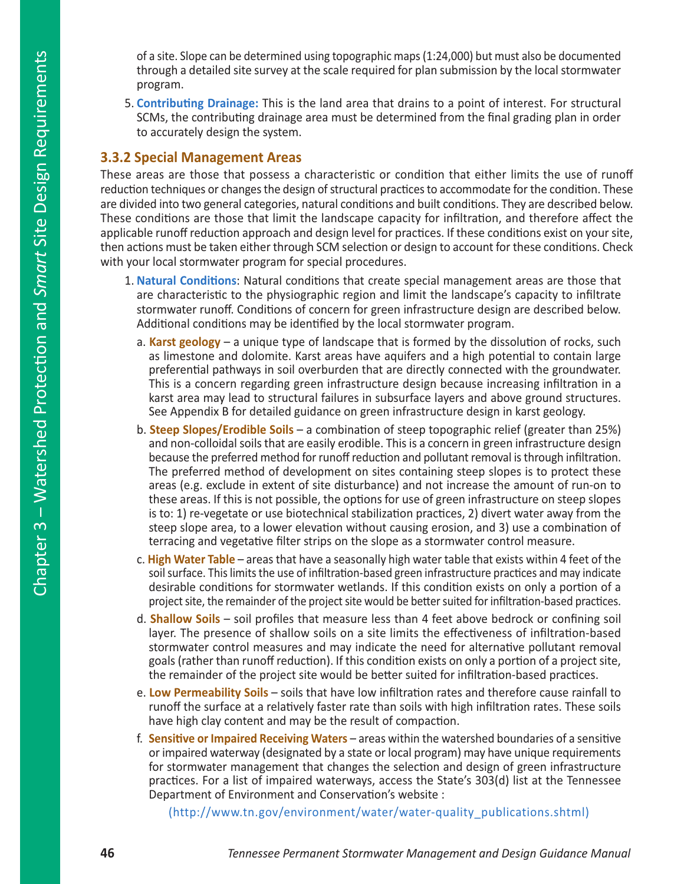of a site. Slope can be determined using topographic maps (1:24,000) but must also be documented through a detailed site survey at the scale required for plan submission by the local stormwater program.

5. **Contributing Drainage:** This is the land area that drains to a point of interest. For structural SCMs, the contributing drainage area must be determined from the final grading plan in order to accurately design the system.

### 3.3.2 Special Management Areas

These areas are those that possess a characteristic or condition that either limits the use of runoff reduction techniques or changes the design of structural practices to accommodate for the condition. These are divided into two general categories, natural conditions and built conditions. They are described below. These conditions are those that limit the landscape capacity for infiltration, and therefore affect the applicable runoff reduction approach and design level for practices. If these conditions exist on your site, then actions must be taken either through SCM selection or design to account for these conditions. Check with your local stormwater program for special procedures.

1. **Natural Conditions**: Natural conditions that create special management areas are those that are characteristic to the physiographic region and limit the landscape's capacity to infiltrate stormwater runoff. Conditions of concern for green infrastructure design are described below. Additional conditions may be identified by the local stormwater program.

   a. **Karst geology** – a unique type of landscape that is formed by the dissolution of rocks, such as limestone and dolomite. Karst areas have aquifers and a high potential to contain large preferential pathways in soil overburden that are directly connected with the groundwater. This is a concern regarding green infrastructure design because increasing infiltration in a karst area may lead to structural failures in subsurface layers and above ground structures. See Appendix B for detailed guidance on green infrastructure design in karst geology.

   b. **Steep Slopes/Erodible Soils** – a combination of steep topographic relief (greater than 25%) and non-colloidal soils that are easily erodible. This is a concern in green infrastructure design because the preferred method for runoff reduction and pollutant removal is through infiltration. The preferred method of development on sites containing steep slopes is to protect these areas (e.g. exclude in extent of site disturbance) and not increase the amount of run-on to these areas. If this is not possible, the options for use of green infrastructure on steep slopes is to: 1) re-vegetate or use biotechnical stabilization practices, 2) divert water away from the steep slope area, to a lower elevation without causing erosion, and 3) use a combination of terracing and vegetative filter strips on the slope as a stormwater control measure.

   c. **High Water Table** – areas that have a seasonally high water table that exists within 4 feet of the soil surface. This limits the use of infiltration-based green infrastructure practices and may indicate desirable conditions for stormwater wetlands. If this condition exists on only a portion of a project site, the remainder of the project site would be better suited for infiltration-based practices.

   d. **Shallow Soils** – soil profiles that measure less than 4 feet above bedrock or confining soil layer. The presence of shallow soils on a site limits the effectiveness of infiltration-based stormwater control measures and may indicate the need for alternative pollutant removal goals (rather than runoff reduction). If this condition exists on only a portion of a project site, the remainder of the project site would be better suited for infiltration-based practices.

   e. **Low Permeability Soils** – soils that have low infiltration rates and therefore cause rainfall to runoff the surface at a relatively faster rate than soils with high infiltration rates. These soils have high clay content and may be the result of compaction.

   f. **Sensitive or Impaired Receiving Waters** – areas within the watershed boundaries of a sensitive or impaired waterway (designated by a state or local program) may have unique requirements for stormwater management that changes the selection and design of green infrastructure practices. For a list of impaired waterways, access the State's 303(d) list at the Tennessee Department of Environment and Conservation's website :

      (http://www.tn.gov/environment/water/water-quality_publications.shtml)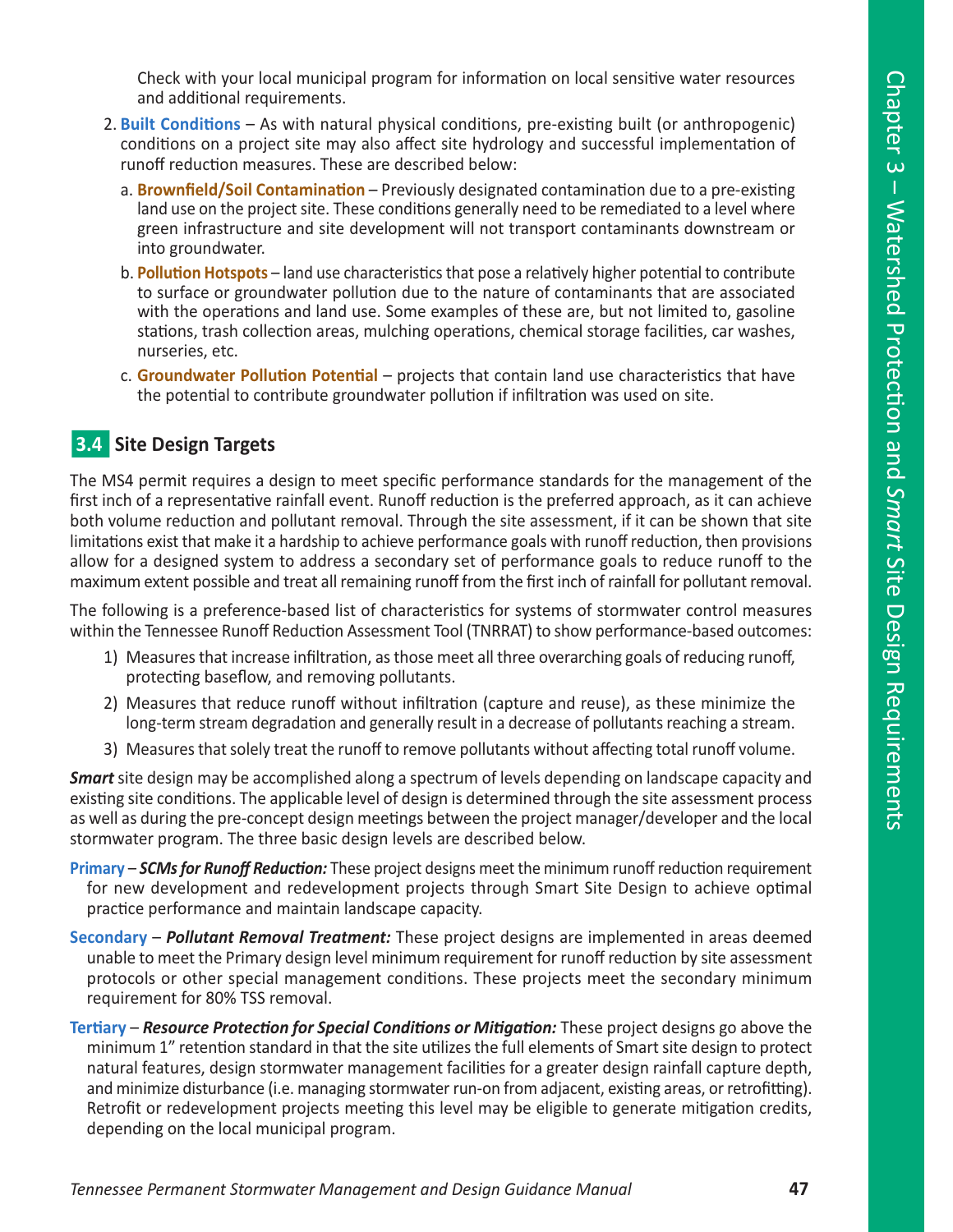Check with your local municipal program for information on local sensitive water resources and additional requirements.

2. **Built Conditions** – As with natural physical conditions, pre-existing built (or anthropogenic) conditions on a project site may also affect site hydrology and successful implementation of runoff reduction measures. These are described below:

   a. **Brownfield/Soil Contamination** – Previously designated contamination due to a pre-existing land use on the project site. These conditions generally need to be remediated to a level where green infrastructure and site development will not transport contaminants downstream or into groundwater.

   b. **Pollution Hotspots** – land use characteristics that pose a relatively higher potential to contribute to surface or groundwater pollution due to the nature of contaminants that are associated with the operations and land use. Some examples of these are, but not limited to, gasoline stations, trash collection areas, mulching operations, chemical storage facilities, car washes, nurseries, etc.

   c. **Groundwater Pollution Potential** – projects that contain land use characteristics that have the potential to contribute groundwater pollution if infiltration was used on site.

## 3.4 Site Design Targets

The MS4 permit requires a design to meet specific performance standards for the management of the first inch of a representative rainfall event. Runoff reduction is the preferred approach, as it can achieve both volume reduction and pollutant removal. Through the site assessment, if it can be shown that site limitations exist that make it a hardship to achieve performance goals with runoff reduction, then provisions allow for a designed system to address a secondary set of performance goals to reduce runoff to the maximum extent possible and treat all remaining runoff from the first inch of rainfall for pollutant removal.

The following is a preference-based list of characteristics for systems of stormwater control measures within the Tennessee Runoff Reduction Assessment Tool (TNRRAT) to show performance-based outcomes:

1) Measures that increase infiltration, as those meet all three overarching goals of reducing runoff, protecting baseflow, and removing pollutants.
2) Measures that reduce runoff without infiltration (capture and reuse), as these minimize the long-term stream degradation and generally result in a decrease of pollutants reaching a stream.
3) Measures that solely treat the runoff to remove pollutants without affecting total runoff volume.

***Smart*** site design may be accomplished along a spectrum of levels depending on landscape capacity and existing site conditions. The applicable level of design is determined through the site assessment process as well as during the pre-concept design meetings between the project manager/developer and the local stormwater program. The three basic design levels are described below.

**Primary** – ***SCMs for Runoff Reduction:*** These project designs meet the minimum runoff reduction requirement for new development and redevelopment projects through Smart Site Design to achieve optimal practice performance and maintain landscape capacity.

**Secondary** – ***Pollutant Removal Treatment:*** These project designs are implemented in areas deemed unable to meet the Primary design level minimum requirement for runoff reduction by site assessment protocols or other special management conditions. These projects meet the secondary minimum requirement for 80% TSS removal.

**Tertiary** – ***Resource Protection for Special Conditions or Mitigation:*** These project designs go above the minimum 1" retention standard in that the site utilizes the full elements of Smart site design to protect natural features, design stormwater management facilities for a greater design rainfall capture depth, and minimize disturbance (i.e. managing stormwater run-on from adjacent, existing areas, or retrofitting). Retrofit or redevelopment projects meeting this level may be eligible to generate mitigation credits, depending on the local municipal program.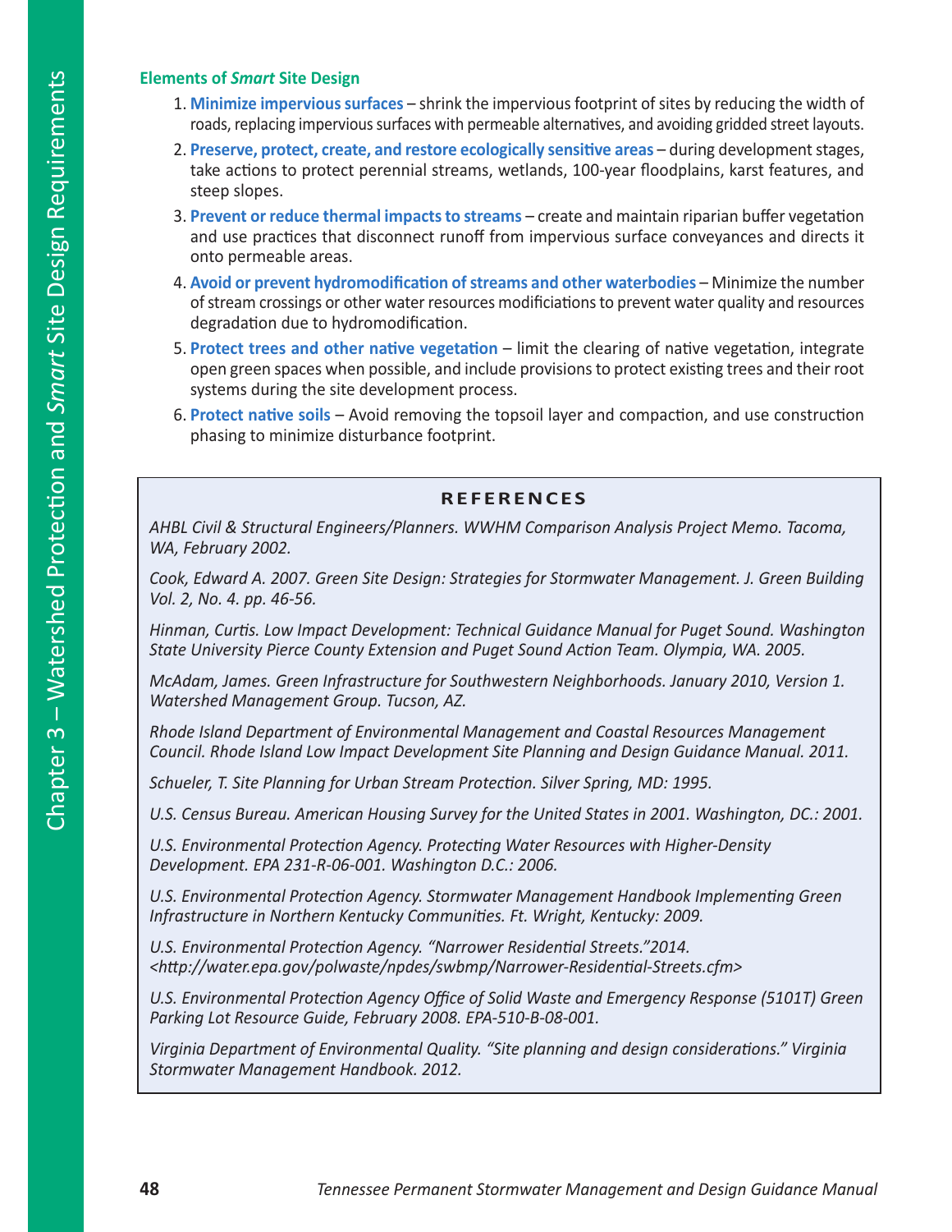### Elements of *Smart* Site Design

1. **Minimize impervious surfaces** – shrink the impervious footprint of sites by reducing the width of roads, replacing impervious surfaces with permeable alternatives, and avoiding gridded street layouts.
2. **Preserve, protect, create, and restore ecologically sensitive areas** – during development stages, take actions to protect perennial streams, wetlands, 100-year floodplains, karst features, and steep slopes.
3. **Prevent or reduce thermal impacts to streams** – create and maintain riparian buffer vegetation and use practices that disconnect runoff from impervious surface conveyances and directs it onto permeable areas.
4. **Avoid or prevent hydromodification of streams and other waterbodies** – Minimize the number of stream crossings or other water resources modificiations to prevent water quality and resources degradation due to hydromodification.
5. **Protect trees and other native vegetation** – limit the clearing of native vegetation, integrate open green spaces when possible, and include provisions to protect existing trees and their root systems during the site development process.
6. **Protect native soils** – Avoid removing the topsoil layer and compaction, and use construction phasing to minimize disturbance footprint.

## REFERENCES

*AHBL Civil & Structural Engineers/Planners. WWHM Comparison Analysis Project Memo. Tacoma, WA, February 2002.*

*Cook, Edward A. 2007. Green Site Design: Strategies for Stormwater Management. J. Green Building Vol. 2, No. 4. pp. 46-56.*

*Hinman, Curtis. Low Impact Development: Technical Guidance Manual for Puget Sound. Washington State University Pierce County Extension and Puget Sound Action Team. Olympia, WA. 2005.*

*McAdam, James. Green Infrastructure for Southwestern Neighborhoods. January 2010, Version 1. Watershed Management Group. Tucson, AZ.*

*Rhode Island Department of Environmental Management and Coastal Resources Management Council. Rhode Island Low Impact Development Site Planning and Design Guidance Manual. 2011.*

*Schueler, T. Site Planning for Urban Stream Protection. Silver Spring, MD: 1995.*

*U.S. Census Bureau. American Housing Survey for the United States in 2001. Washington, DC.: 2001.*

*U.S. Environmental Protection Agency. Protecting Water Resources with Higher-Density Development. EPA 231-R-06-001. Washington D.C.: 2006.*

*U.S. Environmental Protection Agency. Stormwater Management Handbook Implementing Green Infrastructure in Northern Kentucky Communities. Ft. Wright, Kentucky: 2009.*

*U.S. Environmental Protection Agency. "Narrower Residential Streets."2014. <http://water.epa.gov/polwaste/npdes/swbmp/Narrower-Residential-Streets.cfm>*

*U.S. Environmental Protection Agency Office of Solid Waste and Emergency Response (5101T) Green Parking Lot Resource Guide, February 2008. EPA-510-B-08-001.*

*Virginia Department of Environmental Quality. "Site planning and design considerations." Virginia Stormwater Management Handbook. 2012.*